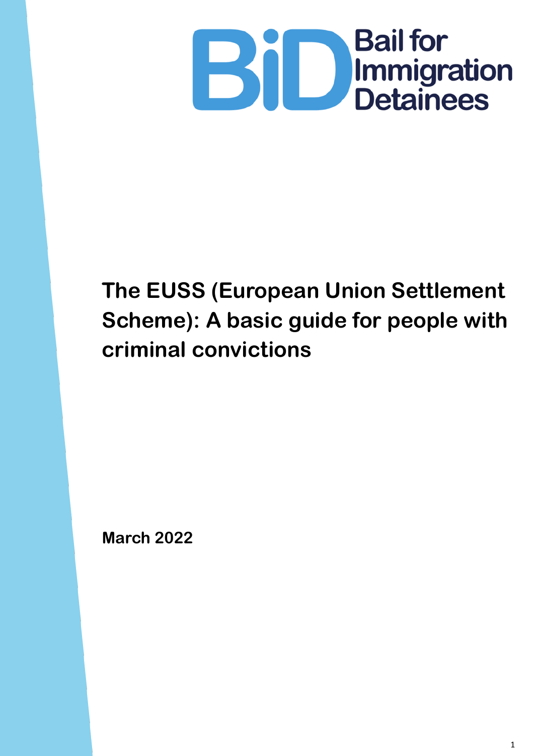Bail for Immigration Detainees

# The EUSS (European Union Settlement Scheme): A basic guide for people with criminal convictions

**March 2022**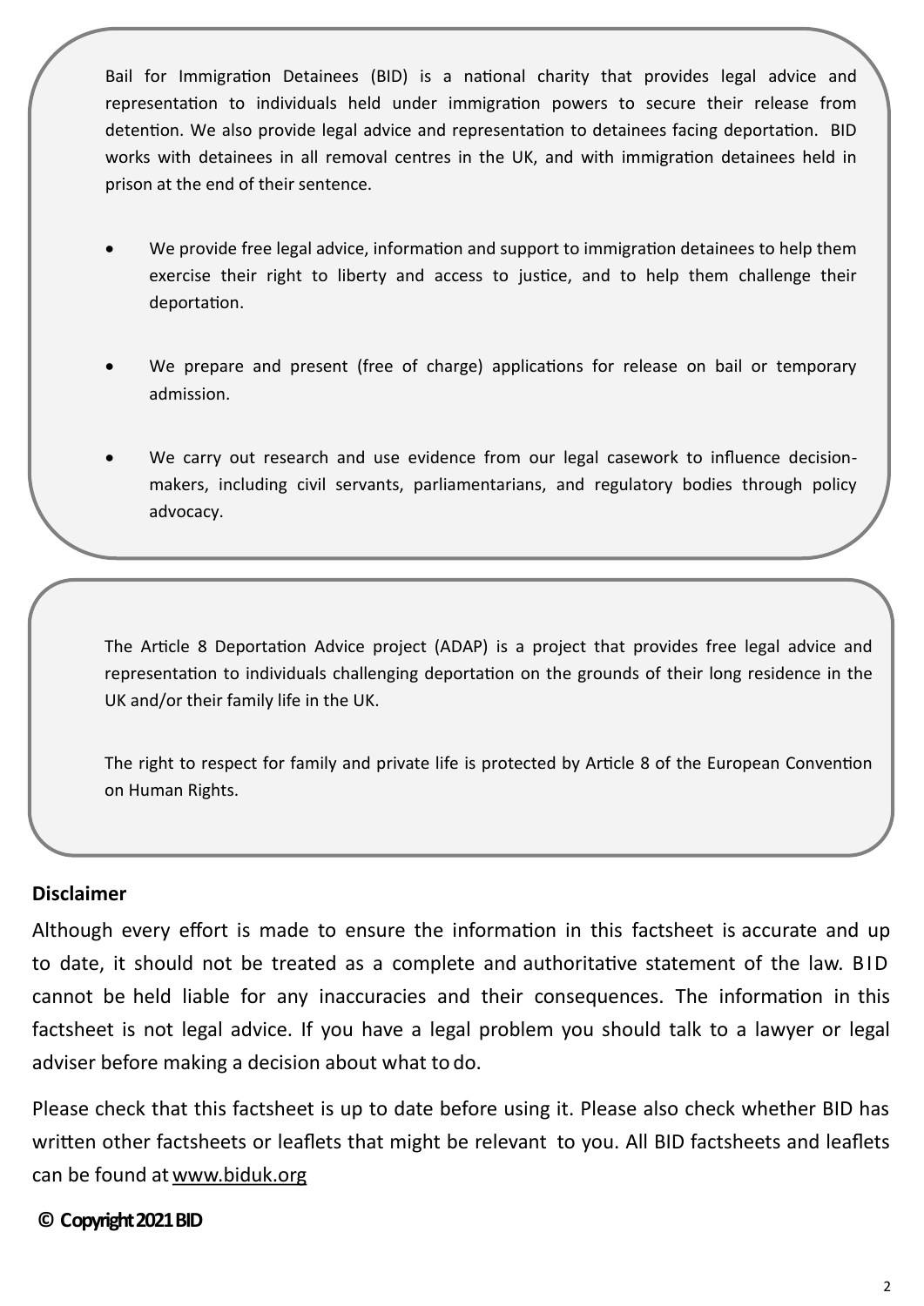Bail for Immigration Detainees (BID) is a national charity that provides legal advice and representation to individuals held under immigration powers to secure their release from detention. We also provide legal advice and representation to detainees facing deportation. BID works with detainees in all removal centres in the UK, and with immigration detainees held in prison at the end of their sentence.

- We provide free legal advice, information and support to immigration detainees to help them exercise their right to liberty and access to justice, and to help them challenge their deportation.
- We prepare and present (free of charge) applications for release on bail or temporary admission.
- We carry out research and use evidence from our legal casework to influence decision-makers, including civil servants, parliamentarians, and regulatory bodies through policy advocacy.

The Article 8 Deportation Advice project (ADAP) is a project that provides free legal advice and representation to individuals challenging deportation on the grounds of their long residence in the UK and/or their family life in the UK.

The right to respect for family and private life is protected by Article 8 of the European Convention on Human Rights.

**Disclaimer**

Although every effort is made to ensure the information in this factsheet is accurate and up to date, it should not be treated as a complete and authoritative statement of the law. BID cannot be held liable for any inaccuracies and their consequences. The information in this factsheet is not legal advice. If you have a legal problem you should talk to a lawyer or legal adviser before making a decision about what to do.

Please check that this factsheet is up to date before using it. Please also check whether BID has written other factsheets or leaflets that might be relevant to you. All BID factsheets and leaflets can be found at www.biduk.org

**© Copyright 2021 BID**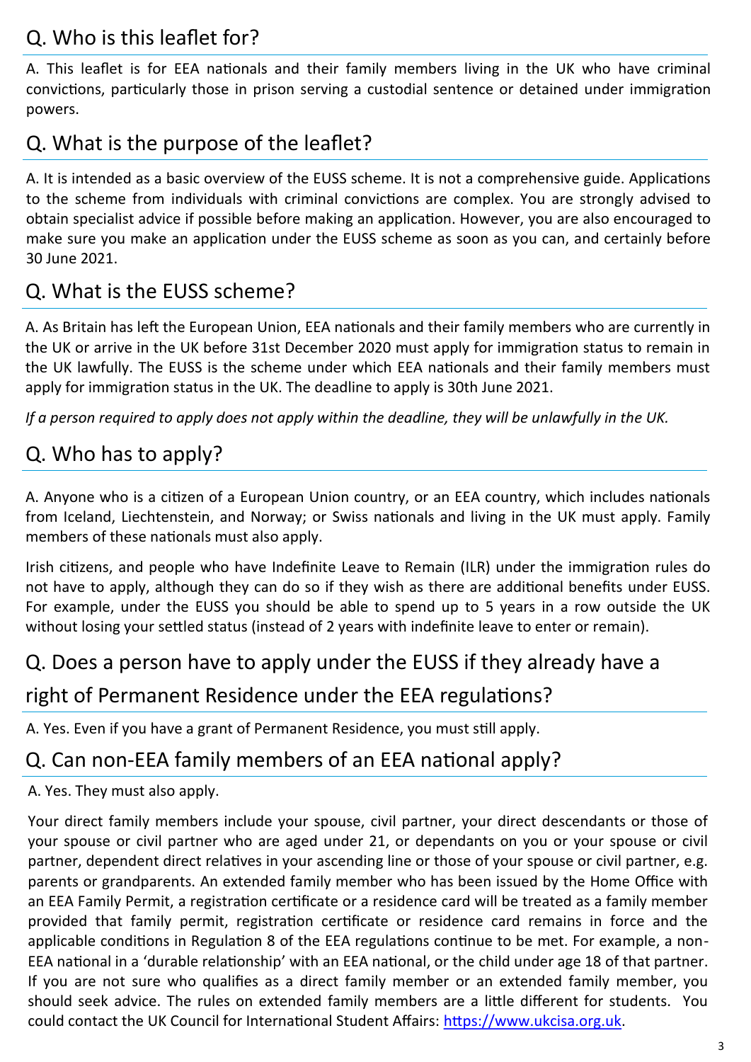## Q. Who is this leaflet for?

A. This leaflet is for EEA nationals and their family members living in the UK who have criminal convictions, particularly those in prison serving a custodial sentence or detained under immigration powers.

## Q. What is the purpose of the leaflet?

A. It is intended as a basic overview of the EUSS scheme. It is not a comprehensive guide. Applications to the scheme from individuals with criminal convictions are complex. You are strongly advised to obtain specialist advice if possible before making an application. However, you are also encouraged to make sure you make an application under the EUSS scheme as soon as you can, and certainly before 30 June 2021.

## Q. What is the EUSS scheme?

A. As Britain has left the European Union, EEA nationals and their family members who are currently in the UK or arrive in the UK before 31st December 2020 must apply for immigration status to remain in the UK lawfully. The EUSS is the scheme under which EEA nationals and their family members must apply for immigration status in the UK. The deadline to apply is 30th June 2021.

*If a person required to apply does not apply within the deadline, they will be unlawfully in the UK.*

## Q. Who has to apply?

A. Anyone who is a citizen of a European Union country, or an EEA country, which includes nationals from Iceland, Liechtenstein, and Norway; or Swiss nationals and living in the UK must apply. Family members of these nationals must also apply.

Irish citizens, and people who have Indefinite Leave to Remain (ILR) under the immigration rules do not have to apply, although they can do so if they wish as there are additional benefits under EUSS. For example, under the EUSS you should be able to spend up to 5 years in a row outside the UK without losing your settled status (instead of 2 years with indefinite leave to enter or remain).

## Q. Does a person have to apply under the EUSS if they already have a right of Permanent Residence under the EEA regulations?

A. Yes. Even if you have a grant of Permanent Residence, you must still apply.

## Q. Can non-EEA family members of an EEA national apply?

A. Yes. They must also apply.

Your direct family members include your spouse, civil partner, your direct descendants or those of your spouse or civil partner who are aged under 21, or dependants on you or your spouse or civil partner, dependent direct relatives in your ascending line or those of your spouse or civil partner, e.g. parents or grandparents. An extended family member who has been issued by the Home Office with an EEA Family Permit, a registration certificate or a residence card will be treated as a family member provided that family permit, registration certificate or residence card remains in force and the applicable conditions in Regulation 8 of the EEA regulations continue to be met. For example, a non-EEA national in a 'durable relationship' with an EEA national, or the child under age 18 of that partner. If you are not sure who qualifies as a direct family member or an extended family member, you should seek advice. The rules on extended family members are a little different for students. You could contact the UK Council for International Student Affairs: [https://www.ukcisa.org.uk](https://www.ukcisa.org.uk).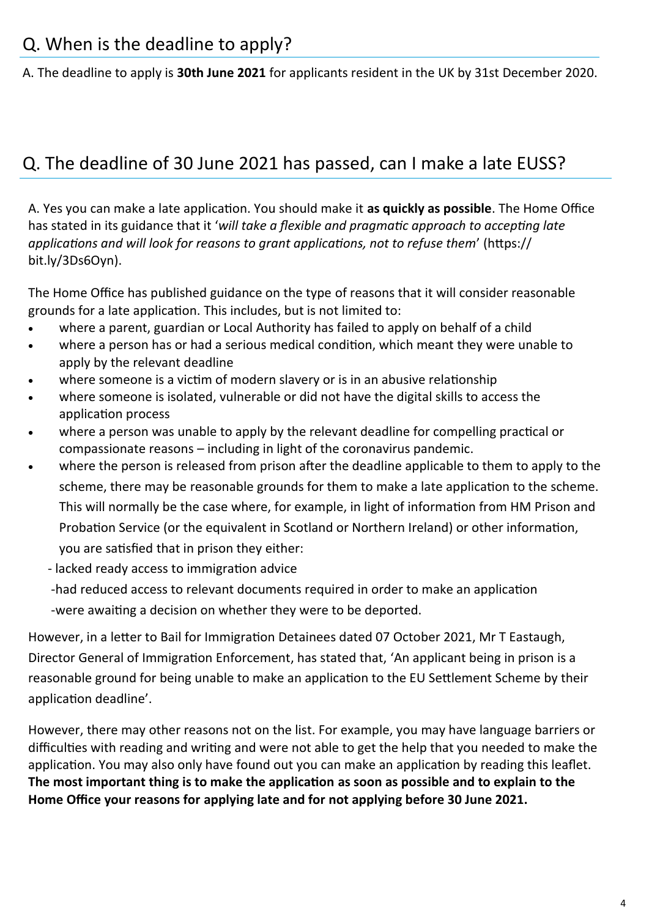## Q. When is the deadline to apply?

A. The deadline to apply is **30th June 2021** for applicants resident in the UK by 31st December 2020.

## Q. The deadline of 30 June 2021 has passed, can I make a late EUSS?

A. Yes you can make a late application. You should make it **as quickly as possible**. The Home Office has stated in its guidance that it '*will take a flexible and pragmatic approach to accepting late applications and will look for reasons to grant applications, not to refuse them*' (https://bit.ly/3Ds6Oyn).

The Home Office has published guidance on the type of reasons that it will consider reasonable grounds for a late application. This includes, but is not limited to:

- where a parent, guardian or Local Authority has failed to apply on behalf of a child
- where a person has or had a serious medical condition, which meant they were unable to apply by the relevant deadline
- where someone is a victim of modern slavery or is in an abusive relationship
- where someone is isolated, vulnerable or did not have the digital skills to access the application process
- where a person was unable to apply by the relevant deadline for compelling practical or compassionate reasons – including in light of the coronavirus pandemic.
- where the person is released from prison after the deadline applicable to them to apply to the scheme, there may be reasonable grounds for them to make a late application to the scheme. This will normally be the case where, for example, in light of information from HM Prison and Probation Service (or the equivalent in Scotland or Northern Ireland) or other information, you are satisfied that in prison they either:
  - lacked ready access to immigration advice
  - had reduced access to relevant documents required in order to make an application
  - were awaiting a decision on whether they were to be deported.

However, in a letter to Bail for Immigration Detainees dated 07 October 2021, Mr T Eastaugh, Director General of Immigration Enforcement, has stated that, 'An applicant being in prison is a reasonable ground for being unable to make an application to the EU Settlement Scheme by their application deadline'.

However, there may other reasons not on the list. For example, you may have language barriers or difficulties with reading and writing and were not able to get the help that you needed to make the application. You may also only have found out you can make an application by reading this leaflet. **The most important thing is to make the application as soon as possible and to explain to the Home Office your reasons for applying late and for not applying before 30 June 2021.**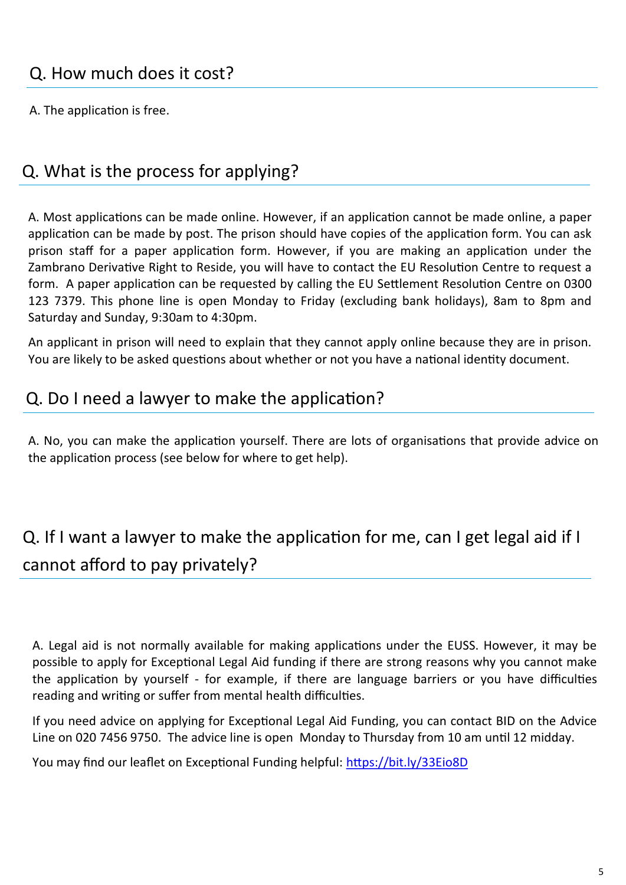## Q. How much does it cost?

A. The application is free.

## Q. What is the process for applying?

A. Most applications can be made online. However, if an application cannot be made online, a paper application can be made by post. The prison should have copies of the application form. You can ask prison staff for a paper application form. However, if you are making an application under the Zambrano Derivative Right to Reside, you will have to contact the EU Resolution Centre to request a form. A paper application can be requested by calling the EU Settlement Resolution Centre on 0300 123 7379. This phone line is open Monday to Friday (excluding bank holidays), 8am to 8pm and Saturday and Sunday, 9:30am to 4:30pm.

An applicant in prison will need to explain that they cannot apply online because they are in prison. You are likely to be asked questions about whether or not you have a national identity document.

## Q. Do I need a lawyer to make the application?

A. No, you can make the application yourself. There are lots of organisations that provide advice on the application process (see below for where to get help).

## Q. If I want a lawyer to make the application for me, can I get legal aid if I cannot afford to pay privately?

A. Legal aid is not normally available for making applications under the EUSS. However, it may be possible to apply for Exceptional Legal Aid funding if there are strong reasons why you cannot make the application by yourself - for example, if there are language barriers or you have difficulties reading and writing or suffer from mental health difficulties.

If you need advice on applying for Exceptional Legal Aid Funding, you can contact BID on the Advice Line on 020 7456 9750. The advice line is open Monday to Thursday from 10 am until 12 midday.

You may find our leaflet on Exceptional Funding helpful: [https://bit.ly/33Eio8D](https://bit.ly/33Eio8D)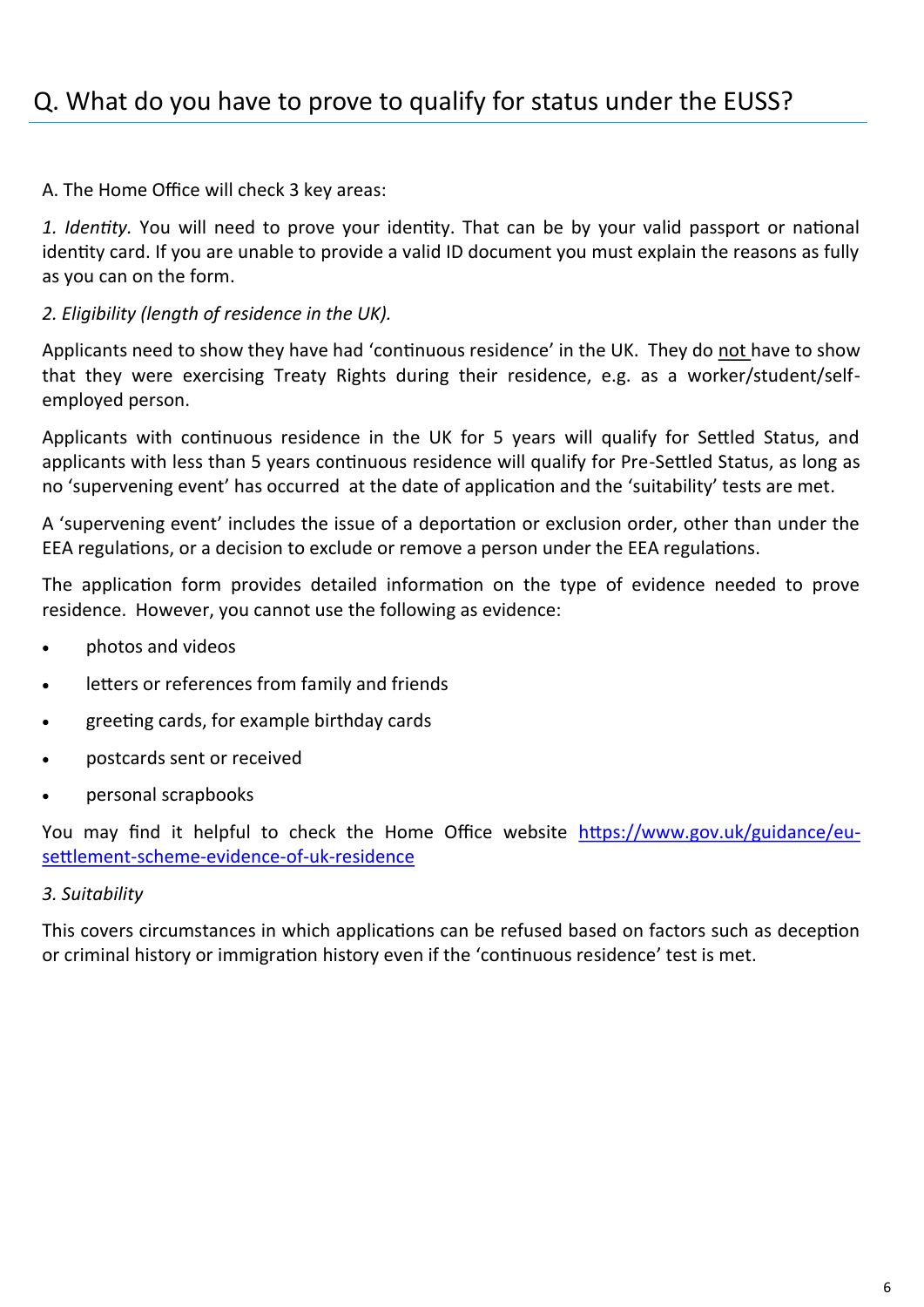## Q. What do you have to prove to qualify for status under the EUSS?

A. The Home Office will check 3 key areas:

*1. Identity.* You will need to prove your identity. That can be by your valid passport or national identity card. If you are unable to provide a valid ID document you must explain the reasons as fully as you can on the form.

*2. Eligibility (length of residence in the UK).*

Applicants need to show they have had 'continuous residence' in the UK. They do not have to show that they were exercising Treaty Rights during their residence, e.g. as a worker/student/self-employed person.

Applicants with continuous residence in the UK for 5 years will qualify for Settled Status, and applicants with less than 5 years continuous residence will qualify for Pre-Settled Status, as long as no 'supervening event' has occurred at the date of application and the 'suitability' tests are met.

A 'supervening event' includes the issue of a deportation or exclusion order, other than under the EEA regulations, or a decision to exclude or remove a person under the EEA regulations.

The application form provides detailed information on the type of evidence needed to prove residence. However, you cannot use the following as evidence:

- photos and videos
- letters or references from family and friends
- greeting cards, for example birthday cards
- postcards sent or received
- personal scrapbooks

You may find it helpful to check the Home Office website [https://www.gov.uk/guidance/eu-settlement-scheme-evidence-of-uk-residence](https://www.gov.uk/guidance/eu-settlement-scheme-evidence-of-uk-residence)

*3. Suitability*

This covers circumstances in which applications can be refused based on factors such as deception or criminal history or immigration history even if the 'continuous residence' test is met.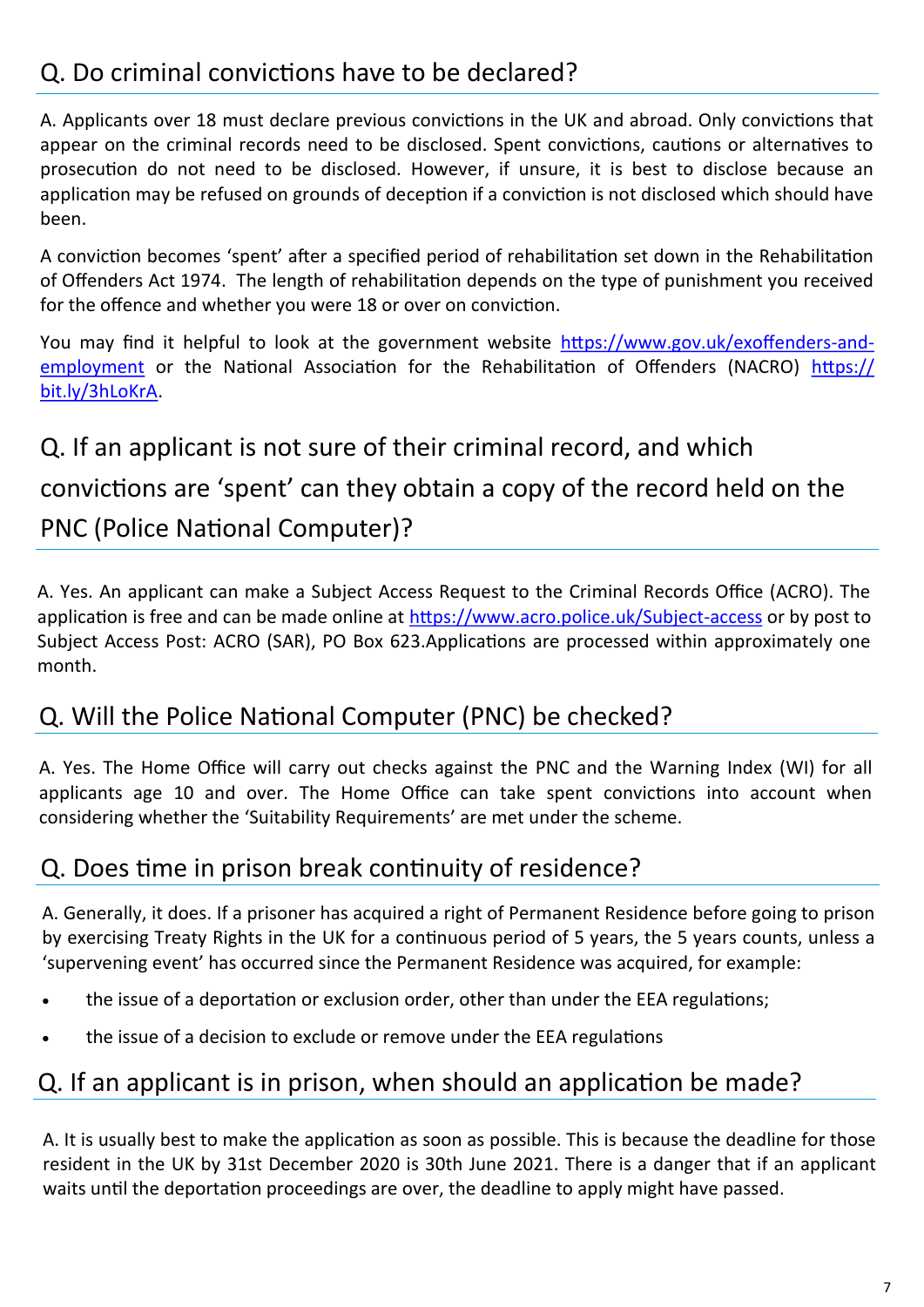## Q. Do criminal convictions have to be declared?

A. Applicants over 18 must declare previous convictions in the UK and abroad. Only convictions that appear on the criminal records need to be disclosed. Spent convictions, cautions or alternatives to prosecution do not need to be disclosed. However, if unsure, it is best to disclose because an application may be refused on grounds of deception if a conviction is not disclosed which should have been.

A conviction becomes 'spent' after a specified period of rehabilitation set down in the Rehabilitation of Offenders Act 1974. The length of rehabilitation depends on the type of punishment you received for the offence and whether you were 18 or over on conviction.

You may find it helpful to look at the government website https://www.gov.uk/exoffenders-and-employment or the National Association for the Rehabilitation of Offenders (NACRO) https://bit.ly/3hLoKrA.

## Q. If an applicant is not sure of their criminal record, and which convictions are 'spent' can they obtain a copy of the record held on the PNC (Police National Computer)?

A. Yes. An applicant can make a Subject Access Request to the Criminal Records Office (ACRO). The application is free and can be made online at https://www.acro.police.uk/Subject-access or by post to Subject Access Post: ACRO (SAR), PO Box 623.Applications are processed within approximately one month.

## Q. Will the Police National Computer (PNC) be checked?

A. Yes. The Home Office will carry out checks against the PNC and the Warning Index (WI) for all applicants age 10 and over. The Home Office can take spent convictions into account when considering whether the 'Suitability Requirements' are met under the scheme.

## Q. Does time in prison break continuity of residence?

A. Generally, it does. If a prisoner has acquired a right of Permanent Residence before going to prison by exercising Treaty Rights in the UK for a continuous period of 5 years, the 5 years counts, unless a 'supervening event' has occurred since the Permanent Residence was acquired, for example:

- the issue of a deportation or exclusion order, other than under the EEA regulations;
- the issue of a decision to exclude or remove under the EEA regulations

## Q. If an applicant is in prison, when should an application be made?

A. It is usually best to make the application as soon as possible. This is because the deadline for those resident in the UK by 31st December 2020 is 30th June 2021. There is a danger that if an applicant waits until the deportation proceedings are over, the deadline to apply might have passed.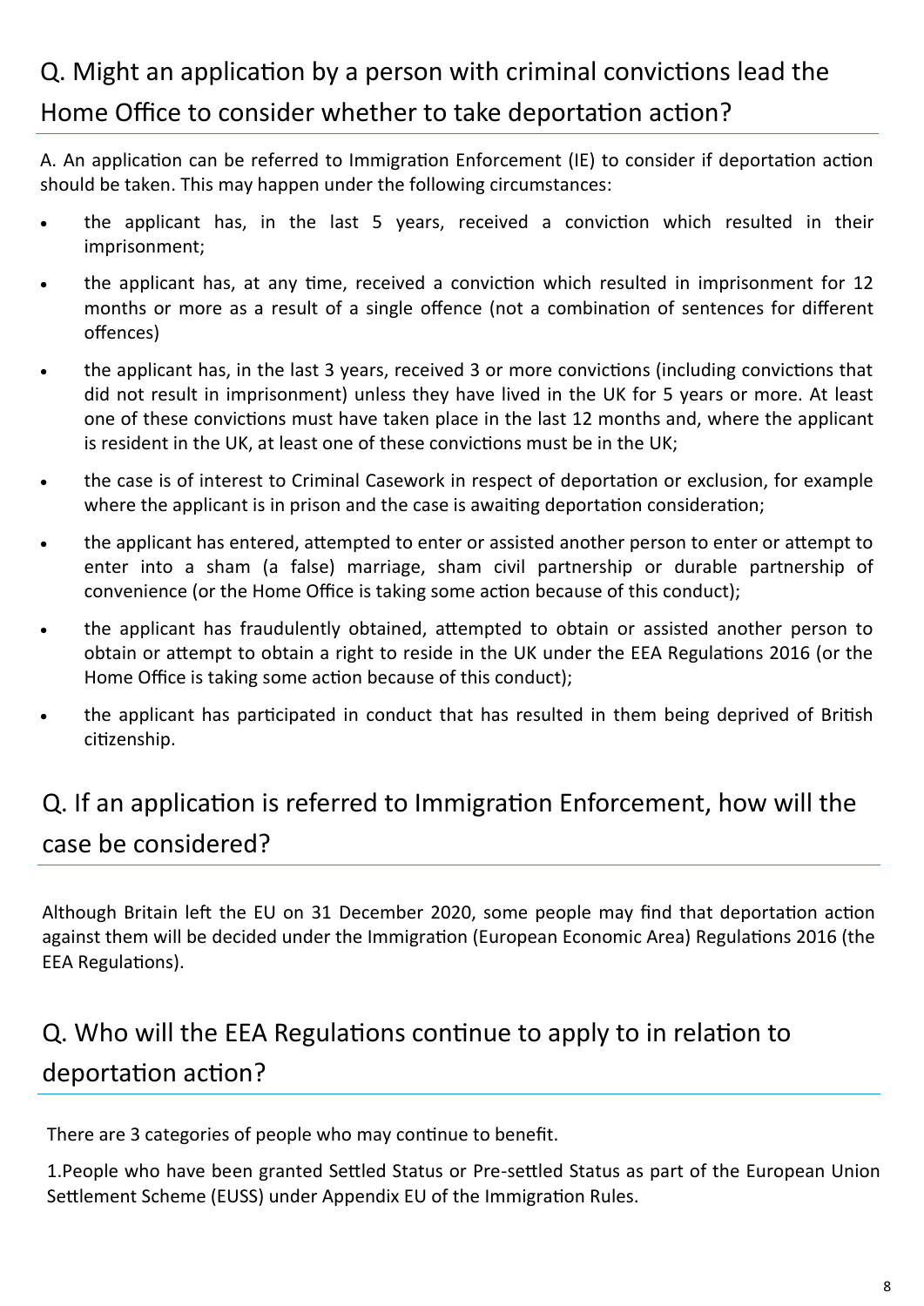## Q. Might an application by a person with criminal convictions lead the Home Office to consider whether to take deportation action?

A. An application can be referred to Immigration Enforcement (IE) to consider if deportation action should be taken. This may happen under the following circumstances:

- the applicant has, in the last 5 years, received a conviction which resulted in their imprisonment;
- the applicant has, at any time, received a conviction which resulted in imprisonment for 12 months or more as a result of a single offence (not a combination of sentences for different offences)
- the applicant has, in the last 3 years, received 3 or more convictions (including convictions that did not result in imprisonment) unless they have lived in the UK for 5 years or more. At least one of these convictions must have taken place in the last 12 months and, where the applicant is resident in the UK, at least one of these convictions must be in the UK;
- the case is of interest to Criminal Casework in respect of deportation or exclusion, for example where the applicant is in prison and the case is awaiting deportation consideration;
- the applicant has entered, attempted to enter or assisted another person to enter or attempt to enter into a sham (a false) marriage, sham civil partnership or durable partnership of convenience (or the Home Office is taking some action because of this conduct);
- the applicant has fraudulently obtained, attempted to obtain or assisted another person to obtain or attempt to obtain a right to reside in the UK under the EEA Regulations 2016 (or the Home Office is taking some action because of this conduct);
- the applicant has participated in conduct that has resulted in them being deprived of British citizenship.

## Q. If an application is referred to Immigration Enforcement, how will the case be considered?

Although Britain left the EU on 31 December 2020, some people may find that deportation action against them will be decided under the Immigration (European Economic Area) Regulations 2016 (the EEA Regulations).

## Q. Who will the EEA Regulations continue to apply to in relation to deportation action?

There are 3 categories of people who may continue to benefit.

1.People who have been granted Settled Status or Pre-settled Status as part of the European Union Settlement Scheme (EUSS) under Appendix EU of the Immigration Rules.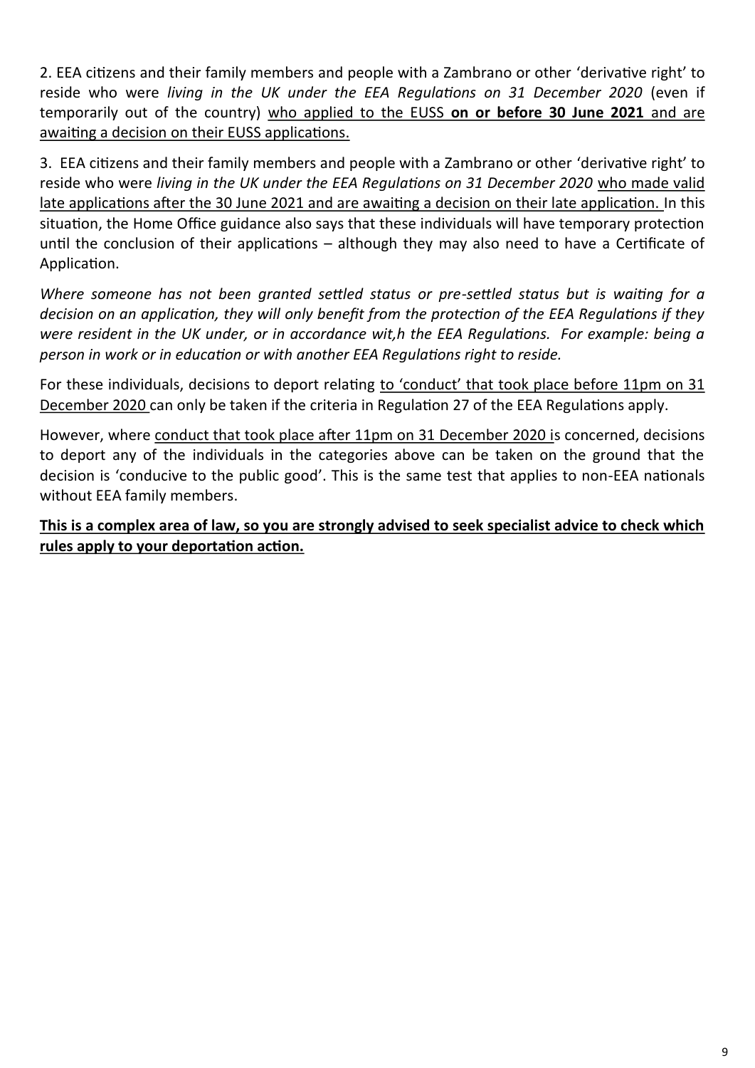2. EEA citizens and their family members and people with a Zambrano or other 'derivative right' to reside who were *living in the UK under the EEA Regulations on 31 December 2020* (even if temporarily out of the country) <u>who applied to the EUSS **on or before 30 June 2021** and are awaiting a decision on their EUSS applications.</u>

3. EEA citizens and their family members and people with a Zambrano or other 'derivative right' to reside who were *living in the UK under the EEA Regulations on 31 December 2020* <u>who made valid late applications after the 30 June 2021 and are awaiting a decision on their late application.</u> In this situation, the Home Office guidance also says that these individuals will have temporary protection until the conclusion of their applications – although they may also need to have a Certificate of Application.

*Where someone has not been granted settled status or pre-settled status but is waiting for a decision on an application, they will only benefit from the protection of the EEA Regulations if they were resident in the UK under, or in accordance wit,h the EEA Regulations. For example: being a person in work or in education or with another EEA Regulations right to reside.*

For these individuals, decisions to deport relating <u>to 'conduct' that took place before 11pm on 31 December 2020</u> can only be taken if the criteria in Regulation 27 of the EEA Regulations apply.

However, where <u>conduct that took place after 11pm on 31 December 2020</u> is concerned, decisions to deport any of the individuals in the categories above can be taken on the ground that the decision is 'conducive to the public good'. This is the same test that applies to non-EEA nationals without EEA family members.

**<u>This is a complex area of law, so you are strongly advised to seek specialist advice to check which rules apply to your deportation action.</u>**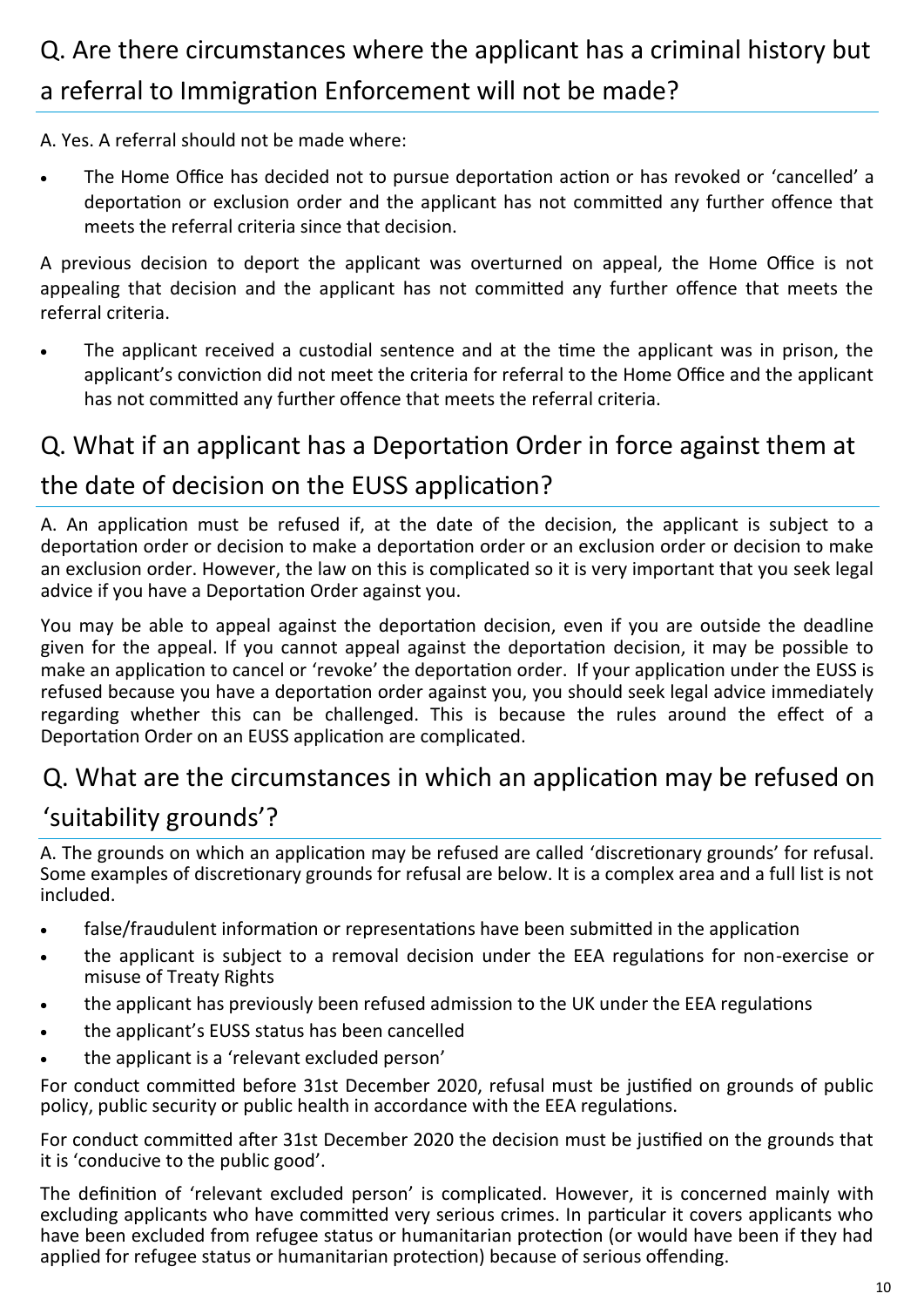## Q. Are there circumstances where the applicant has a criminal history but a referral to Immigration Enforcement will not be made?

A. Yes. A referral should not be made where:

- The Home Office has decided not to pursue deportation action or has revoked or 'cancelled' a deportation or exclusion order and the applicant has not committed any further offence that meets the referral criteria since that decision.

A previous decision to deport the applicant was overturned on appeal, the Home Office is not appealing that decision and the applicant has not committed any further offence that meets the referral criteria.

- The applicant received a custodial sentence and at the time the applicant was in prison, the applicant's conviction did not meet the criteria for referral to the Home Office and the applicant has not committed any further offence that meets the referral criteria.

## Q. What if an applicant has a Deportation Order in force against them at the date of decision on the EUSS application?

A. An application must be refused if, at the date of the decision, the applicant is subject to a deportation order or decision to make a deportation order or an exclusion order or decision to make an exclusion order. However, the law on this is complicated so it is very important that you seek legal advice if you have a Deportation Order against you.

You may be able to appeal against the deportation decision, even if you are outside the deadline given for the appeal. If you cannot appeal against the deportation decision, it may be possible to make an application to cancel or 'revoke' the deportation order. If your application under the EUSS is refused because you have a deportation order against you, you should seek legal advice immediately regarding whether this can be challenged. This is because the rules around the effect of a Deportation Order on an EUSS application are complicated.

## Q. What are the circumstances in which an application may be refused on 'suitability grounds'?

A. The grounds on which an application may be refused are called 'discretionary grounds' for refusal. Some examples of discretionary grounds for refusal are below. It is a complex area and a full list is not included.

- false/fraudulent information or representations have been submitted in the application
- the applicant is subject to a removal decision under the EEA regulations for non-exercise or misuse of Treaty Rights
- the applicant has previously been refused admission to the UK under the EEA regulations
- the applicant's EUSS status has been cancelled
- the applicant is a 'relevant excluded person'

For conduct committed before 31st December 2020, refusal must be justified on grounds of public policy, public security or public health in accordance with the EEA regulations.

For conduct committed after 31st December 2020 the decision must be justified on the grounds that it is 'conducive to the public good'.

The definition of 'relevant excluded person' is complicated. However, it is concerned mainly with excluding applicants who have committed very serious crimes. In particular it covers applicants who have been excluded from refugee status or humanitarian protection (or would have been if they had applied for refugee status or humanitarian protection) because of serious offending.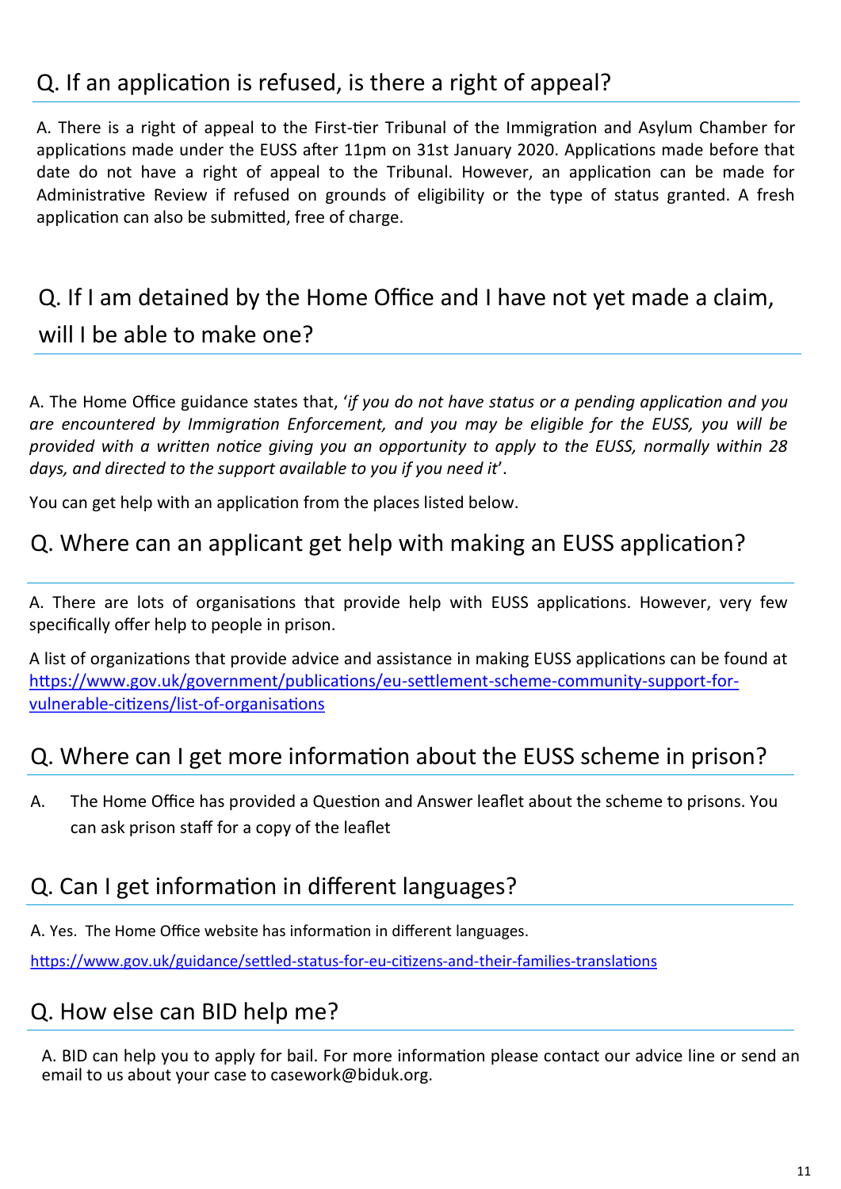## Q. If an application is refused, is there a right of appeal?

A. There is a right of appeal to the First-tier Tribunal of the Immigration and Asylum Chamber for applications made under the EUSS after 11pm on 31st January 2020. Applications made before that date do not have a right of appeal to the Tribunal. However, an application can be made for Administrative Review if refused on grounds of eligibility or the type of status granted. A fresh application can also be submitted, free of charge.

## Q. If I am detained by the Home Office and I have not yet made a claim, will I be able to make one?

A. The Home Office guidance states that, '*if you do not have status or a pending application and you are encountered by Immigration Enforcement, and you may be eligible for the EUSS, you will be provided with a written notice giving you an opportunity to apply to the EUSS, normally within 28 days, and directed to the support available to you if you need it*'.

You can get help with an application from the places listed below.

## Q. Where can an applicant get help with making an EUSS application?

A. There are lots of organisations that provide help with EUSS applications. However, very few specifically offer help to people in prison.

A list of organizations that provide advice and assistance in making EUSS applications can be found at [https://www.gov.uk/government/publications/eu-settlement-scheme-community-support-for-vulnerable-citizens/list-of-organisations](https://www.gov.uk/government/publications/eu-settlement-scheme-community-support-for-vulnerable-citizens/list-of-organisations)

## Q. Where can I get more information about the EUSS scheme in prison?

A. The Home Office has provided a Question and Answer leaflet about the scheme to prisons. You can ask prison staff for a copy of the leaflet

## Q. Can I get information in different languages?

A. Yes. The Home Office website has information in different languages.

[https://www.gov.uk/guidance/settled-status-for-eu-citizens-and-their-families-translations](https://www.gov.uk/guidance/settled-status-for-eu-citizens-and-their-families-translations)

## Q. How else can BID help me?

A. BID can help you to apply for bail. For more information please contact our advice line or send an email to us about your case to casework@biduk.org.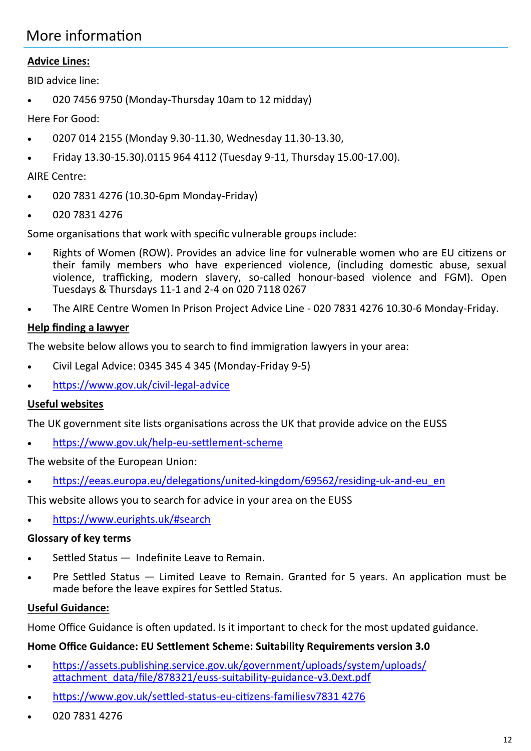## More information

**Advice Lines:**

BID advice line:

- 020 7456 9750 (Monday-Thursday 10am to 12 midday)

Here For Good:

- 0207 014 2155 (Monday 9.30-11.30, Wednesday 11.30-13.30,
- Friday 13.30-15.30).0115 964 4112 (Tuesday 9-11, Thursday 15.00-17.00).

AIRE Centre:

- 020 7831 4276 (10.30-6pm Monday-Friday)
- 020 7831 4276

Some organisations that work with specific vulnerable groups include:

- Rights of Women (ROW). Provides an advice line for vulnerable women who are EU citizens or their family members who have experienced violence, (including domestic abuse, sexual violence, trafficking, modern slavery, so-called honour-based violence and FGM). Open Tuesdays & Thursdays 11-1 and 2-4 on 020 7118 0267
- The AIRE Centre Women In Prison Project Advice Line - 020 7831 4276 10.30-6 Monday-Friday.

**Help finding a lawyer**

The website below allows you to search to find immigration lawyers in your area:

- Civil Legal Advice: 0345 345 4 345 (Monday-Friday 9-5)
- https://www.gov.uk/civil-legal-advice

**Useful websites**

The UK government site lists organisations across the UK that provide advice on the EUSS

- https://www.gov.uk/help-eu-settlement-scheme

The website of the European Union:

- https://eeas.europa.eu/delegations/united-kingdom/69562/residing-uk-and-eu_en

This website allows you to search for advice in your area on the EUSS

- https://www.eurights.uk/#search

**Glossary of key terms**

- Settled Status — Indefinite Leave to Remain.
- Pre Settled Status — Limited Leave to Remain. Granted for 5 years. An application must be made before the leave expires for Settled Status.

**Useful Guidance:**

Home Office Guidance is often updated. Is it important to check for the most updated guidance.

**Home Office Guidance: EU Settlement Scheme: Suitability Requirements version 3.0**

- https://assets.publishing.service.gov.uk/government/uploads/system/uploads/attachment_data/file/878321/euss-suitability-guidance-v3.0ext.pdf
- https://www.gov.uk/settled-status-eu-citizens-familiesv7831 4276
- 020 7831 4276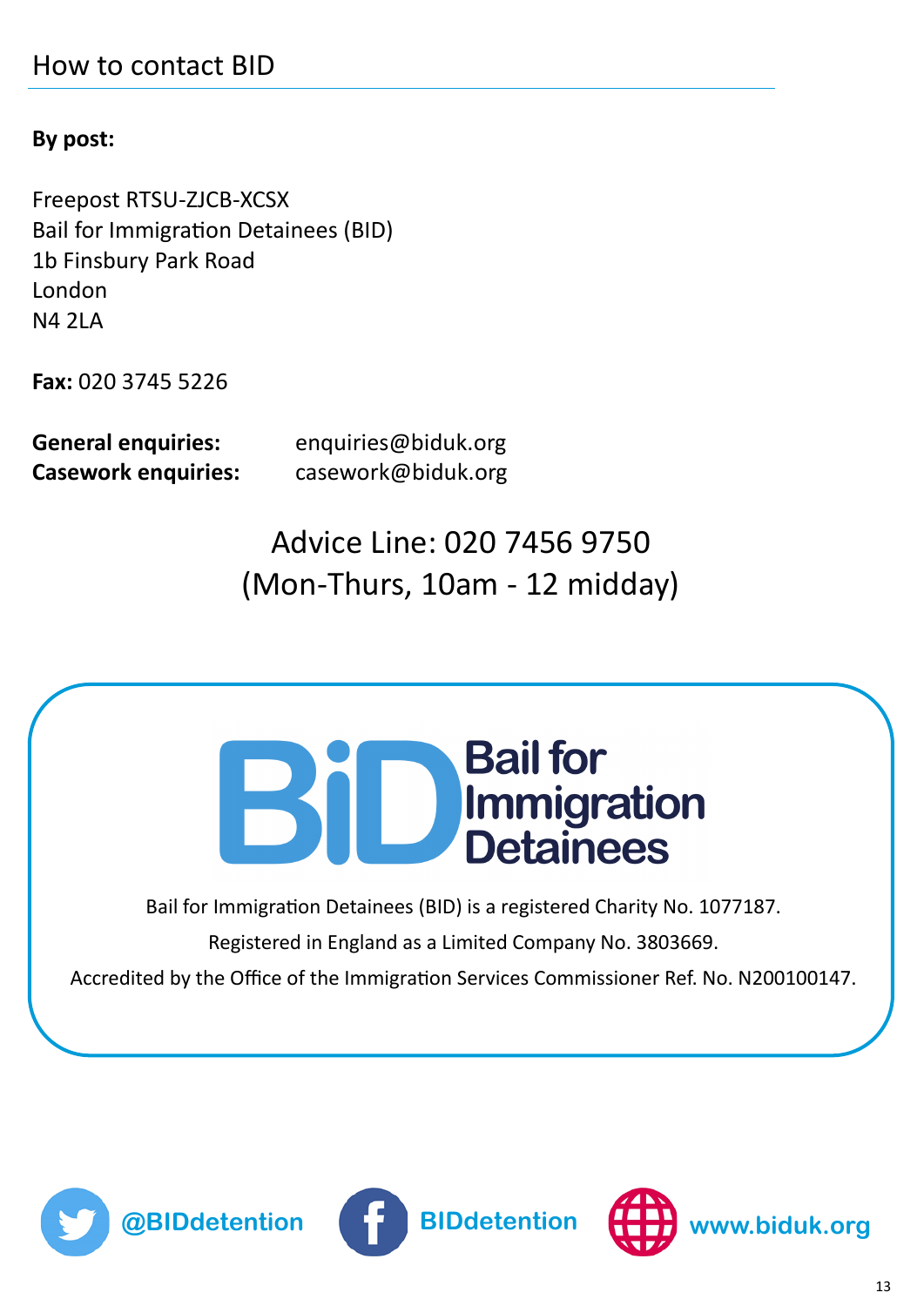## How to contact BID

**By post:**

Freepost RTSU-ZJCB-XCSX
Bail for Immigration Detainees (BID)
1b Finsbury Park Road
London
N4 2LA

**Fax:** 020 3745 5226

**General enquiries:** enquiries@biduk.org
**Casework enquiries:** casework@biduk.org

Advice Line: 020 7456 9750
(Mon-Thurs, 10am - 12 midday)

BiD Bail for Immigration Detainees

Bail for Immigration Detainees (BID) is a registered Charity No. 1077187.

Registered in England as a Limited Company No. 3803669.

Accredited by the Office of the Immigration Services Commissioner Ref. No. N200100147.

@BIDdetention BIDdetention www.biduk.org